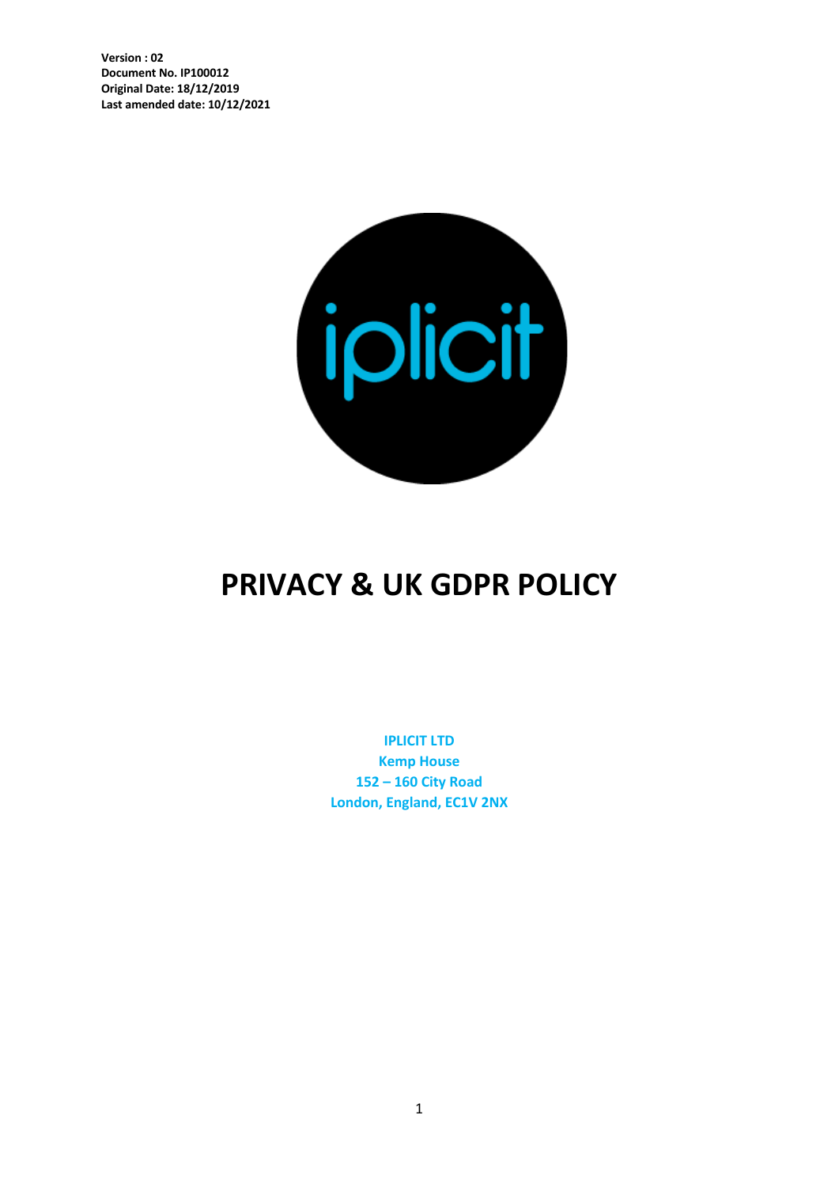**Version : 02**
**Document No. IP100012**
**Original Date: 18/12/2019**
**Last amended date: 10/12/2021**

iplicit

# PRIVACY & UK GDPR POLICY

**IPLICIT LTD**
**Kemp House**
**152 – 160 City Road**
**London, England, EC1V 2NX**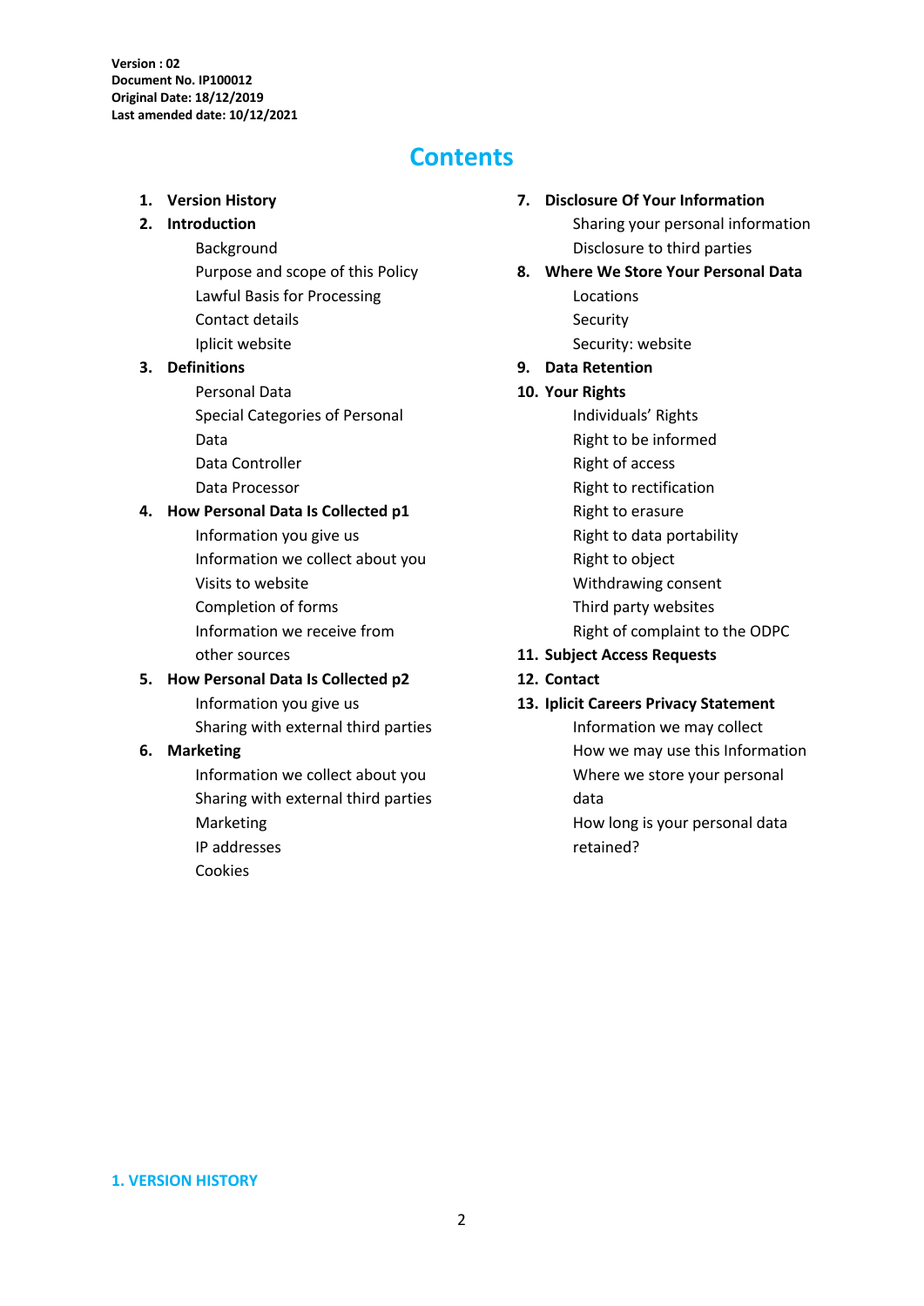Version : 02
Document No. IP100012
Original Date: 18/12/2019
Last amended date: 10/12/2021

# Contents

1. **Version History**
2. **Introduction**
   - Background
   - Purpose and scope of this Policy
   - Lawful Basis for Processing
   - Contact details
   - Iplicit website
3. **Definitions**
   - Personal Data
   - Special Categories of Personal Data
   - Data Controller
   - Data Processor
4. **How Personal Data Is Collected p1**
   - Information you give us
   - Information we collect about you
   - Visits to website
   - Completion of forms
   - Information we receive from other sources
5. **How Personal Data Is Collected p2**
   - Information you give us
   - Sharing with external third parties
6. **Marketing**
   - Information we collect about you
   - Sharing with external third parties
   - Marketing
   - IP addresses
   - Cookies
7. **Disclosure Of Your Information**
   - Sharing your personal information
   - Disclosure to third parties
8. **Where We Store Your Personal Data**
   - Locations
   - Security
   - Security: website
9. **Data Retention**
10. **Your Rights**
    - Individuals' Rights
    - Right to be informed
    - Right of access
    - Right to rectification
    - Right to erasure
    - Right to data portability
    - Right to object
    - Withdrawing consent
    - Third party websites
    - Right of complaint to the ODPC
11. **Subject Access Requests**
12. **Contact**
13. **Iplicit Careers Privacy Statement**
    - Information we may collect
    - How we may use this Information
    - Where we store your personal data
    - How long is your personal data retained?

## 1. VERSION HISTORY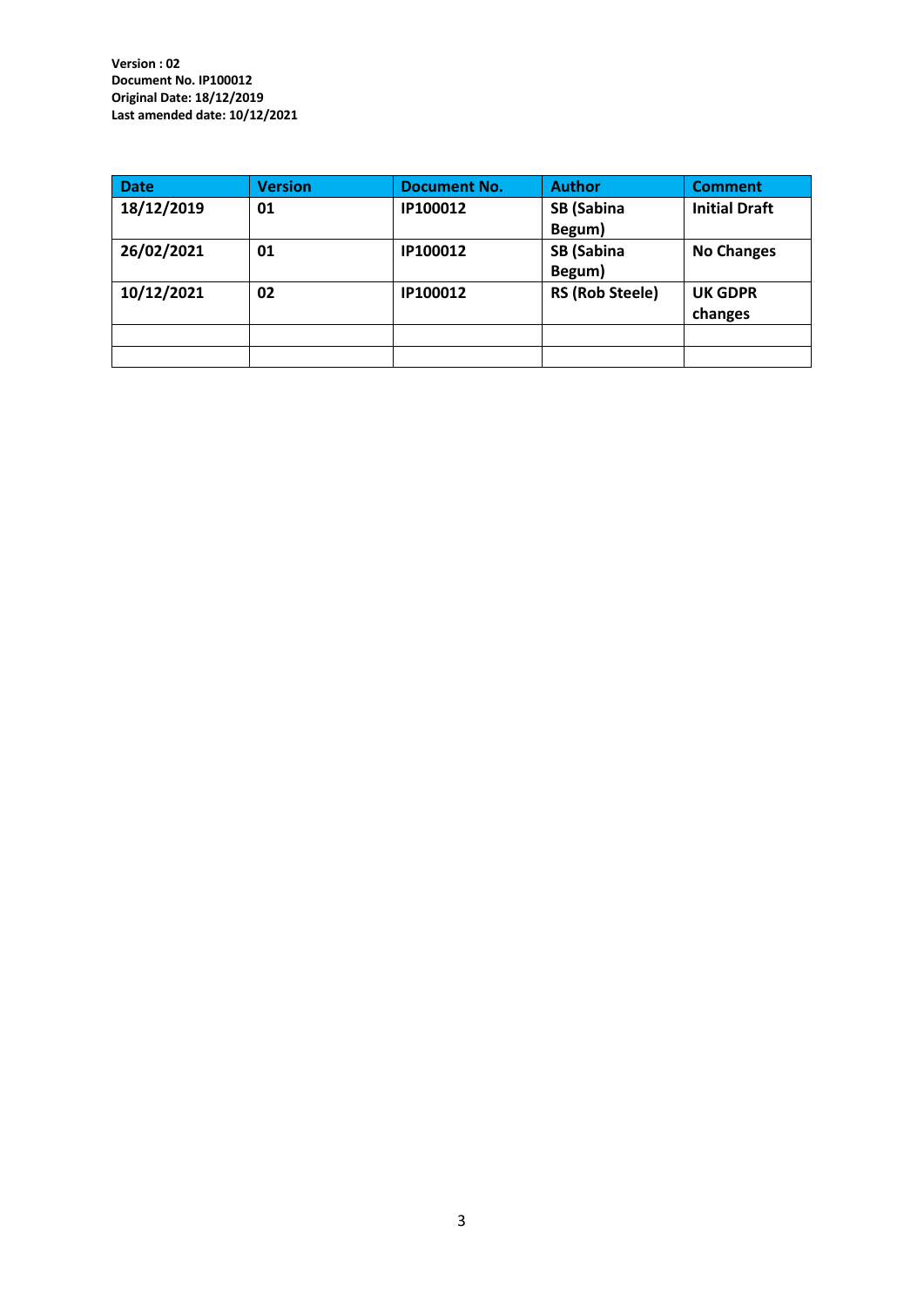**Version : 02**
**Document No. IP100012**
**Original Date: 18/12/2019**
**Last amended date: 10/12/2021**

| Date | Version | Document No. | Author | Comment |
|---|---|---|---|---|
| **18/12/2019** | **01** | **IP100012** | **SB (Sabina Begum)** | **Initial Draft** |
| **26/02/2021** | **01** | **IP100012** | **SB (Sabina Begum)** | **No Changes** |
| **10/12/2021** | **02** | **IP100012** | **RS (Rob Steele)** | **UK GDPR changes** |
| | | | | |
| | | | | |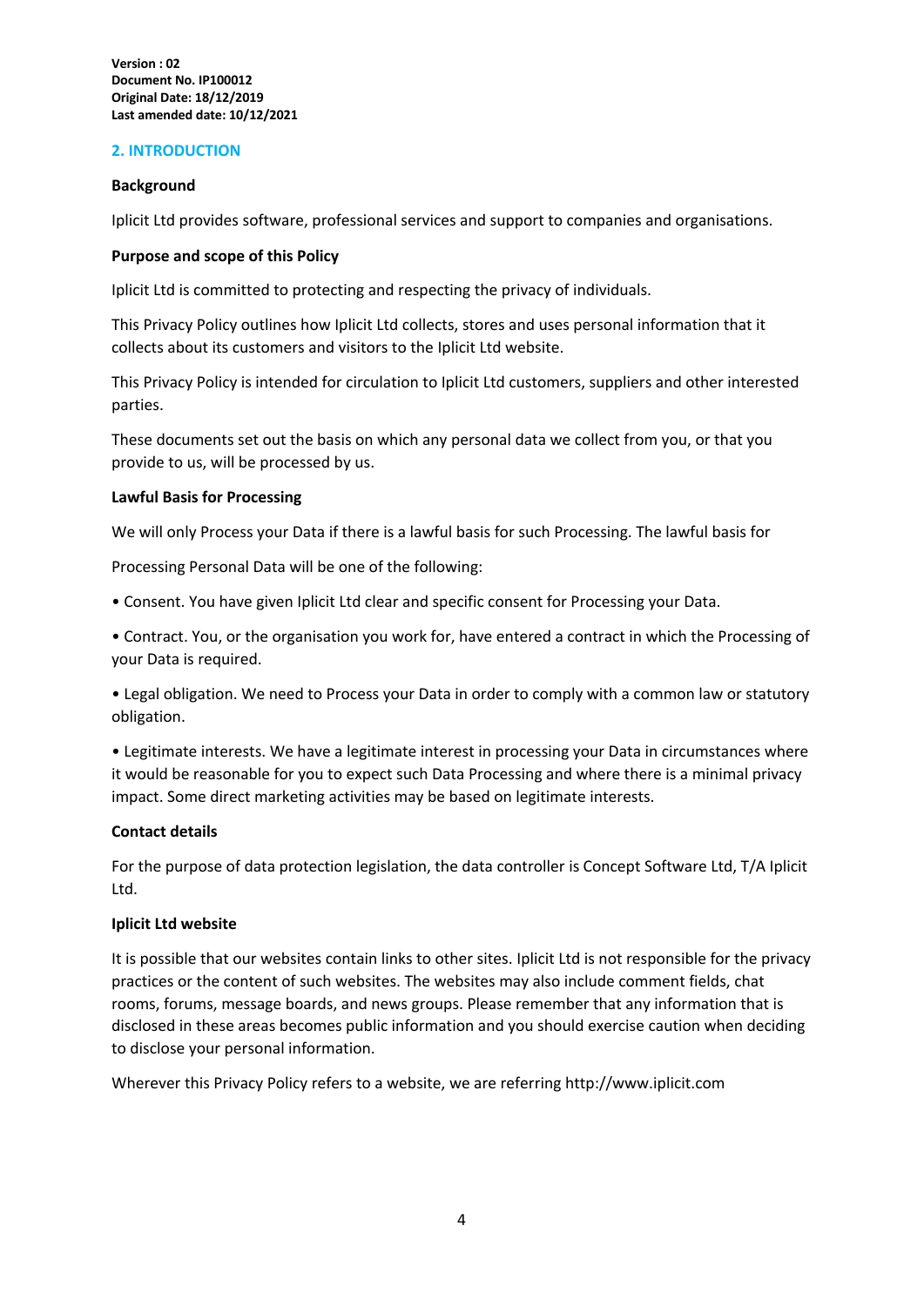**Version : 02**
**Document No. IP100012**
**Original Date: 18/12/2019**
**Last amended date: 10/12/2021**

## 2. INTRODUCTION

**Background**

Iplicit Ltd provides software, professional services and support to companies and organisations.

**Purpose and scope of this Policy**

Iplicit Ltd is committed to protecting and respecting the privacy of individuals.

This Privacy Policy outlines how Iplicit Ltd collects, stores and uses personal information that it collects about its customers and visitors to the Iplicit Ltd website.

This Privacy Policy is intended for circulation to Iplicit Ltd customers, suppliers and other interested parties.

These documents set out the basis on which any personal data we collect from you, or that you provide to us, will be processed by us.

**Lawful Basis for Processing**

We will only Process your Data if there is a lawful basis for such Processing. The lawful basis for

Processing Personal Data will be one of the following:

• Consent. You have given Iplicit Ltd clear and specific consent for Processing your Data.

• Contract. You, or the organisation you work for, have entered a contract in which the Processing of your Data is required.

• Legal obligation. We need to Process your Data in order to comply with a common law or statutory obligation.

• Legitimate interests. We have a legitimate interest in processing your Data in circumstances where it would be reasonable for you to expect such Data Processing and where there is a minimal privacy impact. Some direct marketing activities may be based on legitimate interests.

**Contact details**

For the purpose of data protection legislation, the data controller is Concept Software Ltd, T/A Iplicit Ltd.

**Iplicit Ltd website**

It is possible that our websites contain links to other sites. Iplicit Ltd is not responsible for the privacy practices or the content of such websites. The websites may also include comment fields, chat rooms, forums, message boards, and news groups. Please remember that any information that is disclosed in these areas becomes public information and you should exercise caution when deciding to disclose your personal information.

Wherever this Privacy Policy refers to a website, we are referring http://www.iplicit.com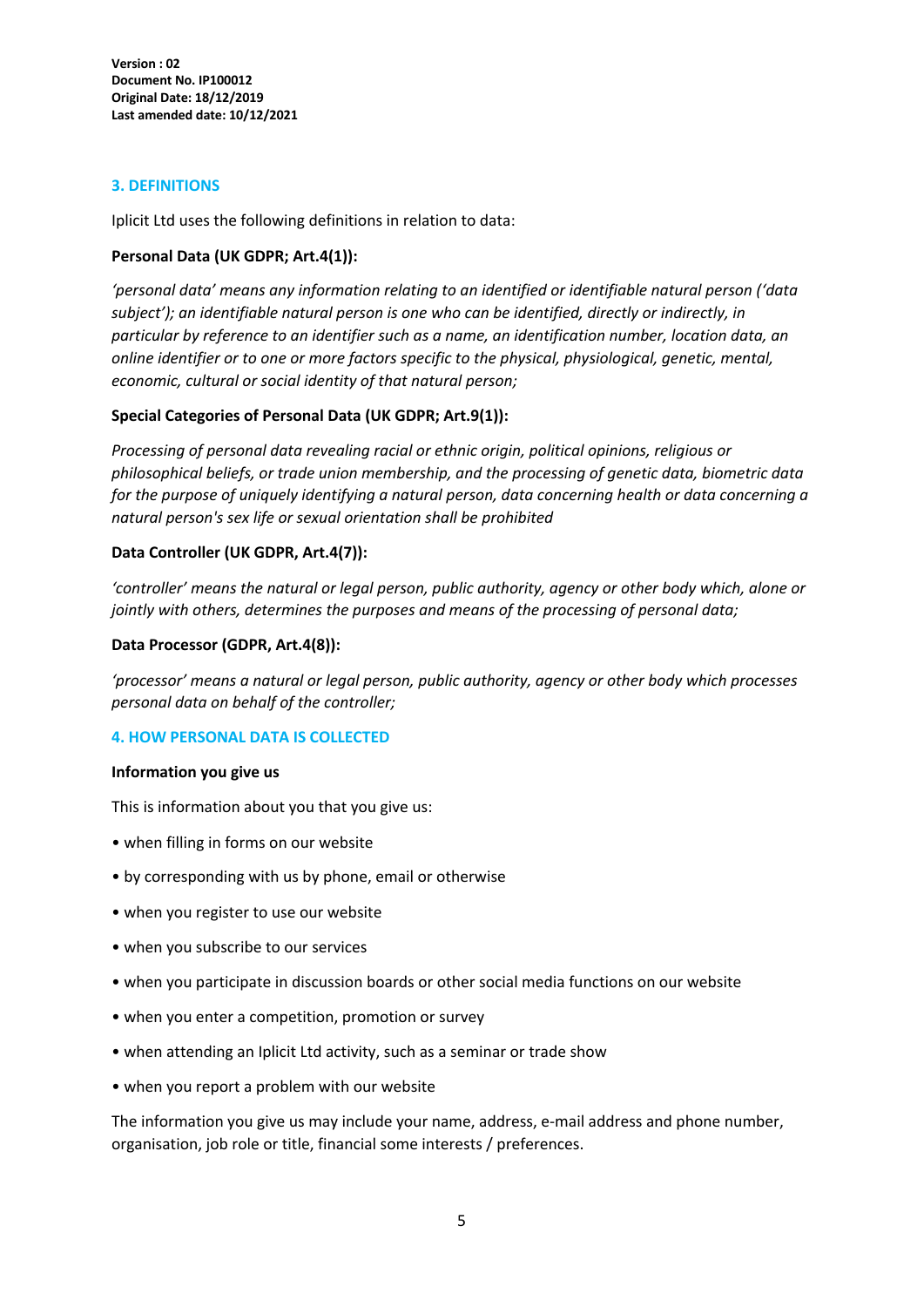## 3. DEFINITIONS

Iplicit Ltd uses the following definitions in relation to data:

**Personal Data (UK GDPR; Art.4(1)):**

*'personal data' means any information relating to an identified or identifiable natural person ('data subject'); an identifiable natural person is one who can be identified, directly or indirectly, in particular by reference to an identifier such as a name, an identification number, location data, an online identifier or to one or more factors specific to the physical, physiological, genetic, mental, economic, cultural or social identity of that natural person;*

**Special Categories of Personal Data (UK GDPR; Art.9(1)):**

*Processing of personal data revealing racial or ethnic origin, political opinions, religious or philosophical beliefs, or trade union membership, and the processing of genetic data, biometric data for the purpose of uniquely identifying a natural person, data concerning health or data concerning a natural person's sex life or sexual orientation shall be prohibited*

**Data Controller (UK GDPR, Art.4(7)):**

*'controller' means the natural or legal person, public authority, agency or other body which, alone or jointly with others, determines the purposes and means of the processing of personal data;*

**Data Processor (GDPR, Art.4(8)):**

*'processor' means a natural or legal person, public authority, agency or other body which processes personal data on behalf of the controller;*

## 4. HOW PERSONAL DATA IS COLLECTED

**Information you give us**

This is information about you that you give us:

- when filling in forms on our website
- by corresponding with us by phone, email or otherwise
- when you register to use our website
- when you subscribe to our services
- when you participate in discussion boards or other social media functions on our website
- when you enter a competition, promotion or survey
- when attending an Iplicit Ltd activity, such as a seminar or trade show
- when you report a problem with our website

The information you give us may include your name, address, e-mail address and phone number, organisation, job role or title, financial some interests / preferences.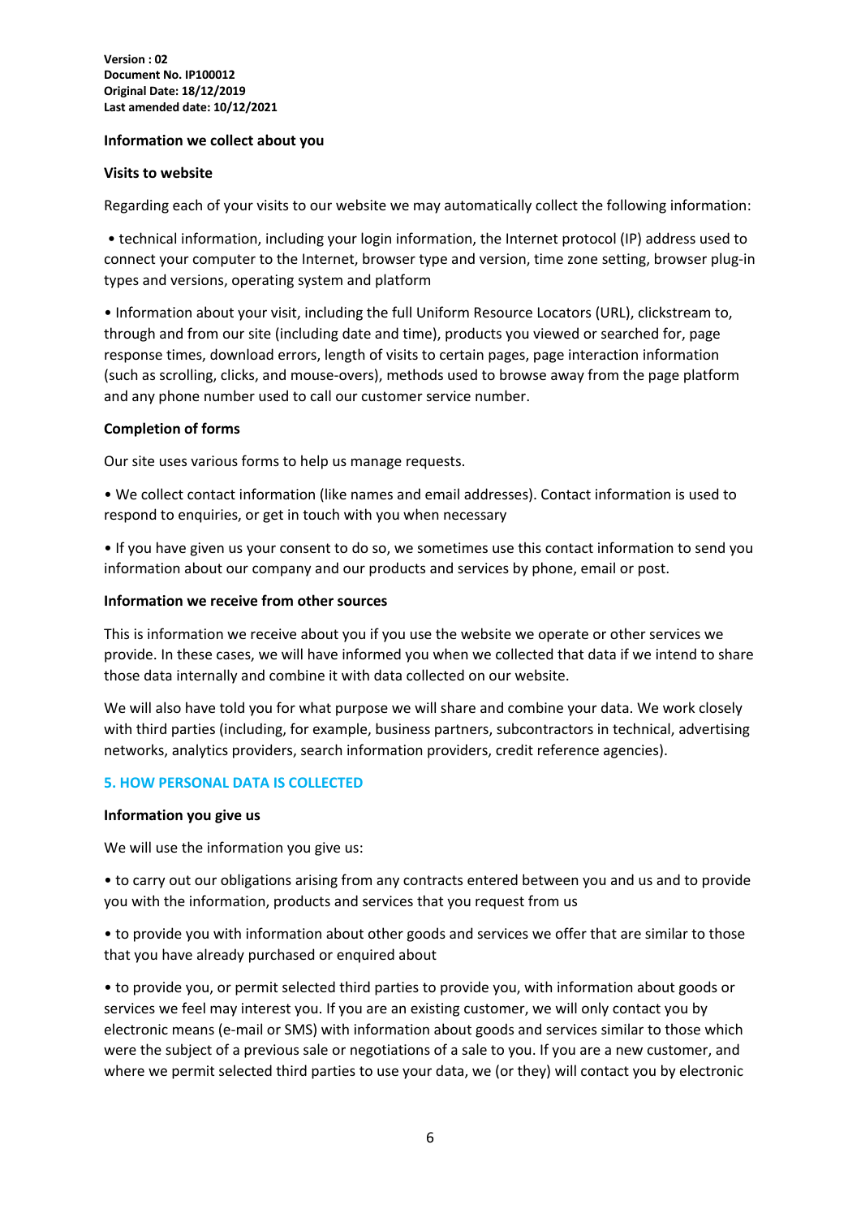**Version : 02**
**Document No. IP100012**
**Original Date: 18/12/2019**
**Last amended date: 10/12/2021**

**Information we collect about you**

**Visits to website**

Regarding each of your visits to our website we may automatically collect the following information:

• technical information, including your login information, the Internet protocol (IP) address used to connect your computer to the Internet, browser type and version, time zone setting, browser plug-in types and versions, operating system and platform

• Information about your visit, including the full Uniform Resource Locators (URL), clickstream to, through and from our site (including date and time), products you viewed or searched for, page response times, download errors, length of visits to certain pages, page interaction information (such as scrolling, clicks, and mouse-overs), methods used to browse away from the page platform and any phone number used to call our customer service number.

**Completion of forms**

Our site uses various forms to help us manage requests.

• We collect contact information (like names and email addresses). Contact information is used to respond to enquiries, or get in touch with you when necessary

• If you have given us your consent to do so, we sometimes use this contact information to send you information about our company and our products and services by phone, email or post.

**Information we receive from other sources**

This is information we receive about you if you use the website we operate or other services we provide. In these cases, we will have informed you when we collected that data if we intend to share those data internally and combine it with data collected on our website.

We will also have told you for what purpose we will share and combine your data. We work closely with third parties (including, for example, business partners, subcontractors in technical, advertising networks, analytics providers, search information providers, credit reference agencies).

## 5. HOW PERSONAL DATA IS COLLECTED

**Information you give us**

We will use the information you give us:

• to carry out our obligations arising from any contracts entered between you and us and to provide you with the information, products and services that you request from us

• to provide you with information about other goods and services we offer that are similar to those that you have already purchased or enquired about

• to provide you, or permit selected third parties to provide you, with information about goods or services we feel may interest you. If you are an existing customer, we will only contact you by electronic means (e-mail or SMS) with information about goods and services similar to those which were the subject of a previous sale or negotiations of a sale to you. If you are a new customer, and where we permit selected third parties to use your data, we (or they) will contact you by electronic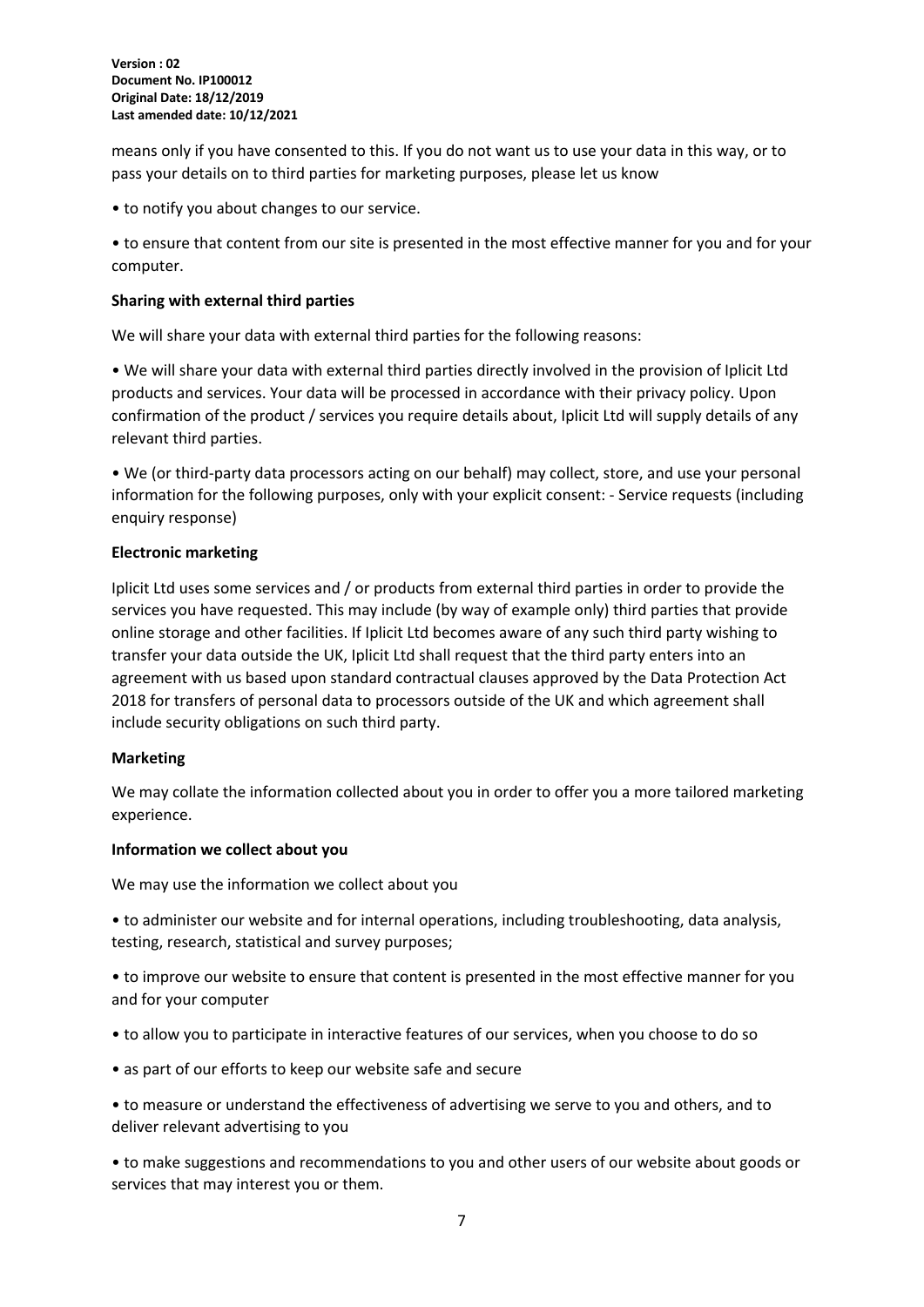means only if you have consented to this. If you do not want us to use your data in this way, or to pass your details on to third parties for marketing purposes, please let us know

• to notify you about changes to our service.

• to ensure that content from our site is presented in the most effective manner for you and for your computer.

**Sharing with external third parties**

We will share your data with external third parties for the following reasons:

• We will share your data with external third parties directly involved in the provision of Iplicit Ltd products and services. Your data will be processed in accordance with their privacy policy. Upon confirmation of the product / services you require details about, Iplicit Ltd will supply details of any relevant third parties.

• We (or third-party data processors acting on our behalf) may collect, store, and use your personal information for the following purposes, only with your explicit consent: - Service requests (including enquiry response)

**Electronic marketing**

Iplicit Ltd uses some services and / or products from external third parties in order to provide the services you have requested. This may include (by way of example only) third parties that provide online storage and other facilities. If Iplicit Ltd becomes aware of any such third party wishing to transfer your data outside the UK, Iplicit Ltd shall request that the third party enters into an agreement with us based upon standard contractual clauses approved by the Data Protection Act 2018 for transfers of personal data to processors outside of the UK and which agreement shall include security obligations on such third party.

**Marketing**

We may collate the information collected about you in order to offer you a more tailored marketing experience.

**Information we collect about you**

We may use the information we collect about you

• to administer our website and for internal operations, including troubleshooting, data analysis, testing, research, statistical and survey purposes;

• to improve our website to ensure that content is presented in the most effective manner for you and for your computer

• to allow you to participate in interactive features of our services, when you choose to do so

• as part of our efforts to keep our website safe and secure

• to measure or understand the effectiveness of advertising we serve to you and others, and to deliver relevant advertising to you

• to make suggestions and recommendations to you and other users of our website about goods or services that may interest you or them.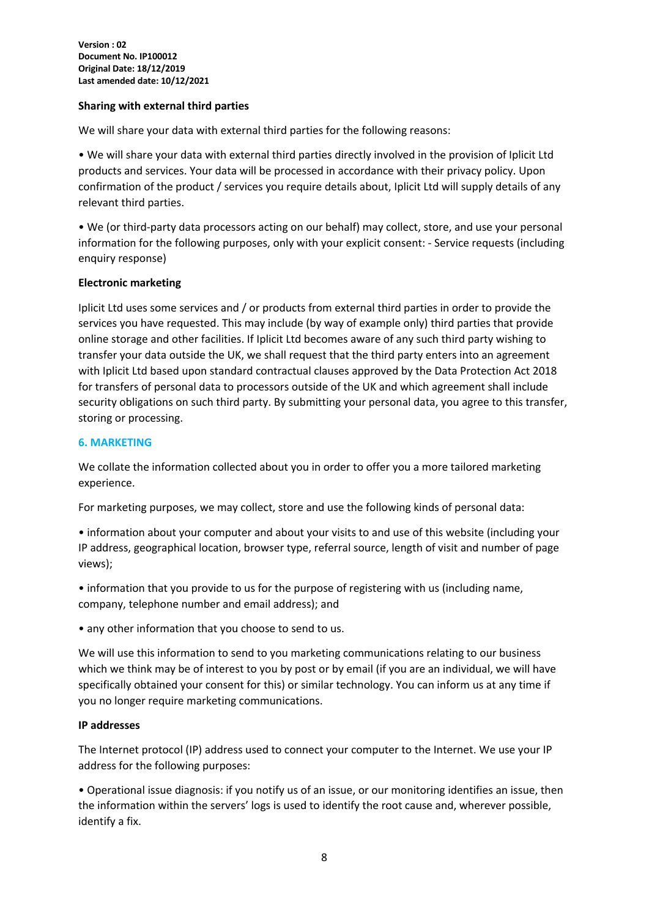**Sharing with external third parties**

We will share your data with external third parties for the following reasons:

• We will share your data with external third parties directly involved in the provision of Iplicit Ltd products and services. Your data will be processed in accordance with their privacy policy. Upon confirmation of the product / services you require details about, Iplicit Ltd will supply details of any relevant third parties.

• We (or third-party data processors acting on our behalf) may collect, store, and use your personal information for the following purposes, only with your explicit consent: - Service requests (including enquiry response)

**Electronic marketing**

Iplicit Ltd uses some services and / or products from external third parties in order to provide the services you have requested. This may include (by way of example only) third parties that provide online storage and other facilities. If Iplicit Ltd becomes aware of any such third party wishing to transfer your data outside the UK, we shall request that the third party enters into an agreement with Iplicit Ltd based upon standard contractual clauses approved by the Data Protection Act 2018 for transfers of personal data to processors outside of the UK and which agreement shall include security obligations on such third party. By submitting your personal data, you agree to this transfer, storing or processing.

## 6. MARKETING

We collate the information collected about you in order to offer you a more tailored marketing experience.

For marketing purposes, we may collect, store and use the following kinds of personal data:

• information about your computer and about your visits to and use of this website (including your IP address, geographical location, browser type, referral source, length of visit and number of page views);

• information that you provide to us for the purpose of registering with us (including name, company, telephone number and email address); and

• any other information that you choose to send to us.

We will use this information to send to you marketing communications relating to our business which we think may be of interest to you by post or by email (if you are an individual, we will have specifically obtained your consent for this) or similar technology. You can inform us at any time if you no longer require marketing communications.

**IP addresses**

The Internet protocol (IP) address used to connect your computer to the Internet. We use your IP address for the following purposes:

• Operational issue diagnosis: if you notify us of an issue, or our monitoring identifies an issue, then the information within the servers' logs is used to identify the root cause and, wherever possible, identify a fix.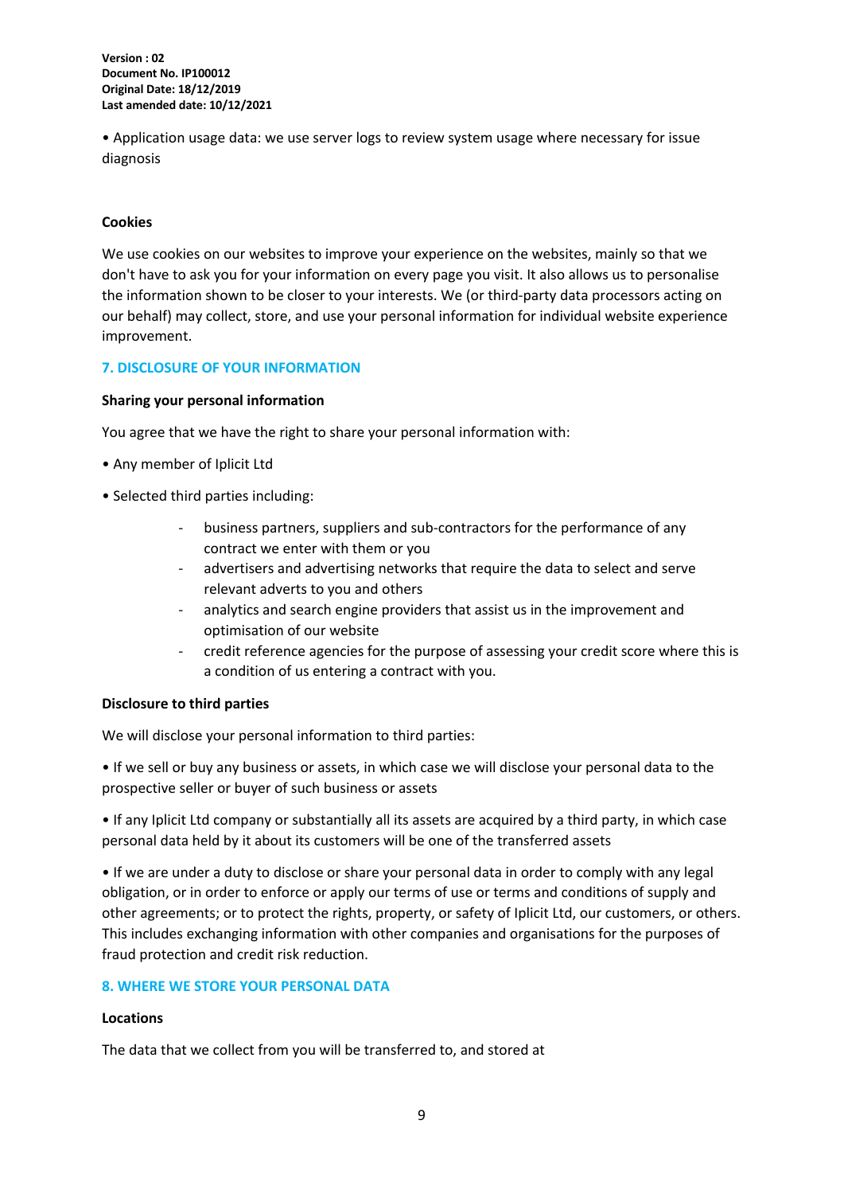• Application usage data: we use server logs to review system usage where necessary for issue diagnosis

**Cookies**

We use cookies on our websites to improve your experience on the websites, mainly so that we don't have to ask you for your information on every page you visit. It also allows us to personalise the information shown to be closer to your interests. We (or third-party data processors acting on our behalf) may collect, store, and use your personal information for individual website experience improvement.

## 7. DISCLOSURE OF YOUR INFORMATION

**Sharing your personal information**

You agree that we have the right to share your personal information with:

• Any member of Iplicit Ltd

• Selected third parties including:

- business partners, suppliers and sub-contractors for the performance of any contract we enter with them or you
- advertisers and advertising networks that require the data to select and serve relevant adverts to you and others
- analytics and search engine providers that assist us in the improvement and optimisation of our website
- credit reference agencies for the purpose of assessing your credit score where this is a condition of us entering a contract with you.

**Disclosure to third parties**

We will disclose your personal information to third parties:

• If we sell or buy any business or assets, in which case we will disclose your personal data to the prospective seller or buyer of such business or assets

• If any Iplicit Ltd company or substantially all its assets are acquired by a third party, in which case personal data held by it about its customers will be one of the transferred assets

• If we are under a duty to disclose or share your personal data in order to comply with any legal obligation, or in order to enforce or apply our terms of use or terms and conditions of supply and other agreements; or to protect the rights, property, or safety of Iplicit Ltd, our customers, or others. This includes exchanging information with other companies and organisations for the purposes of fraud protection and credit risk reduction.

## 8. WHERE WE STORE YOUR PERSONAL DATA

**Locations**

The data that we collect from you will be transferred to, and stored at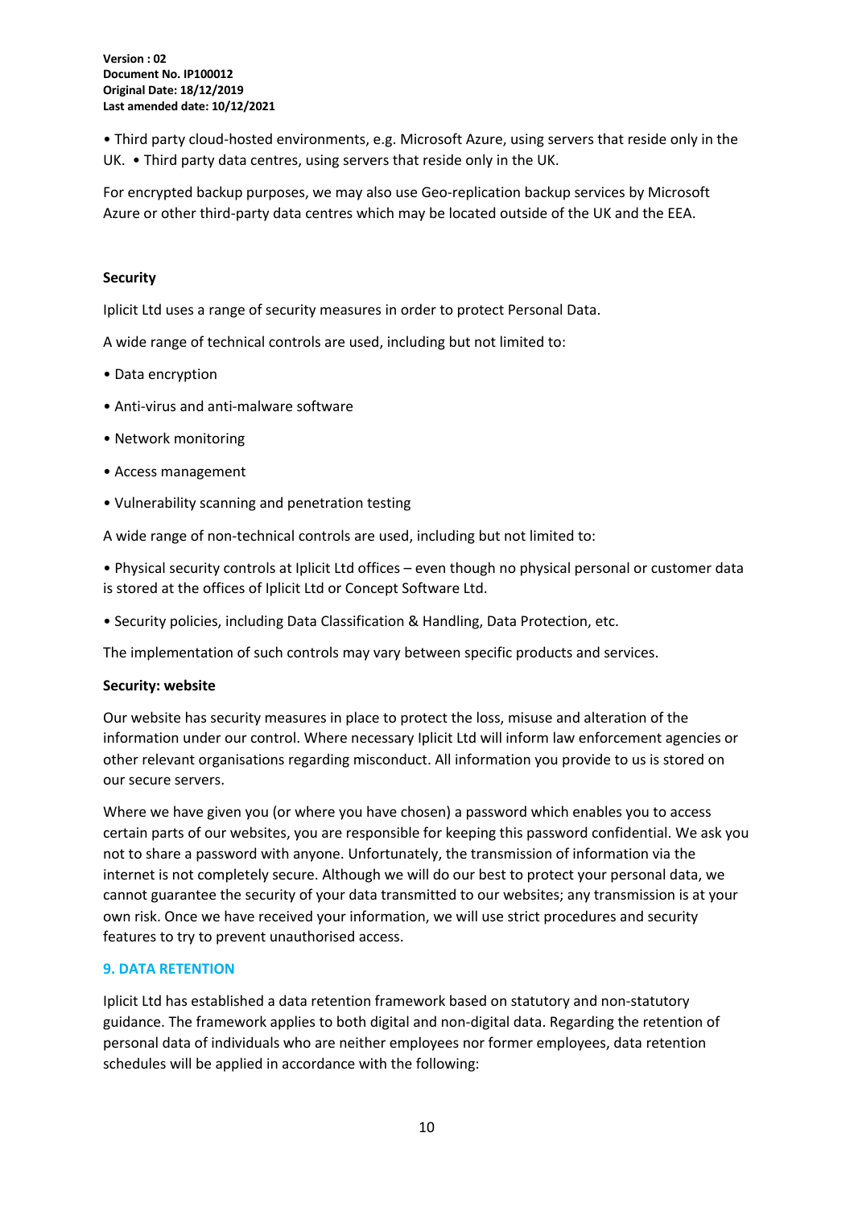• Third party cloud-hosted environments, e.g. Microsoft Azure, using servers that reside only in the UK. • Third party data centres, using servers that reside only in the UK.

For encrypted backup purposes, we may also use Geo-replication backup services by Microsoft Azure or other third-party data centres which may be located outside of the UK and the EEA.

**Security**

Iplicit Ltd uses a range of security measures in order to protect Personal Data.

A wide range of technical controls are used, including but not limited to:

• Data encryption

• Anti-virus and anti-malware software

• Network monitoring

• Access management

• Vulnerability scanning and penetration testing

A wide range of non-technical controls are used, including but not limited to:

• Physical security controls at Iplicit Ltd offices – even though no physical personal or customer data is stored at the offices of Iplicit Ltd or Concept Software Ltd.

• Security policies, including Data Classification & Handling, Data Protection, etc.

The implementation of such controls may vary between specific products and services.

**Security: website**

Our website has security measures in place to protect the loss, misuse and alteration of the information under our control. Where necessary Iplicit Ltd will inform law enforcement agencies or other relevant organisations regarding misconduct. All information you provide to us is stored on our secure servers.

Where we have given you (or where you have chosen) a password which enables you to access certain parts of our websites, you are responsible for keeping this password confidential. We ask you not to share a password with anyone. Unfortunately, the transmission of information via the internet is not completely secure. Although we will do our best to protect your personal data, we cannot guarantee the security of your data transmitted to our websites; any transmission is at your own risk. Once we have received your information, we will use strict procedures and security features to try to prevent unauthorised access.

## 9. DATA RETENTION

Iplicit Ltd has established a data retention framework based on statutory and non-statutory guidance. The framework applies to both digital and non-digital data. Regarding the retention of personal data of individuals who are neither employees nor former employees, data retention schedules will be applied in accordance with the following: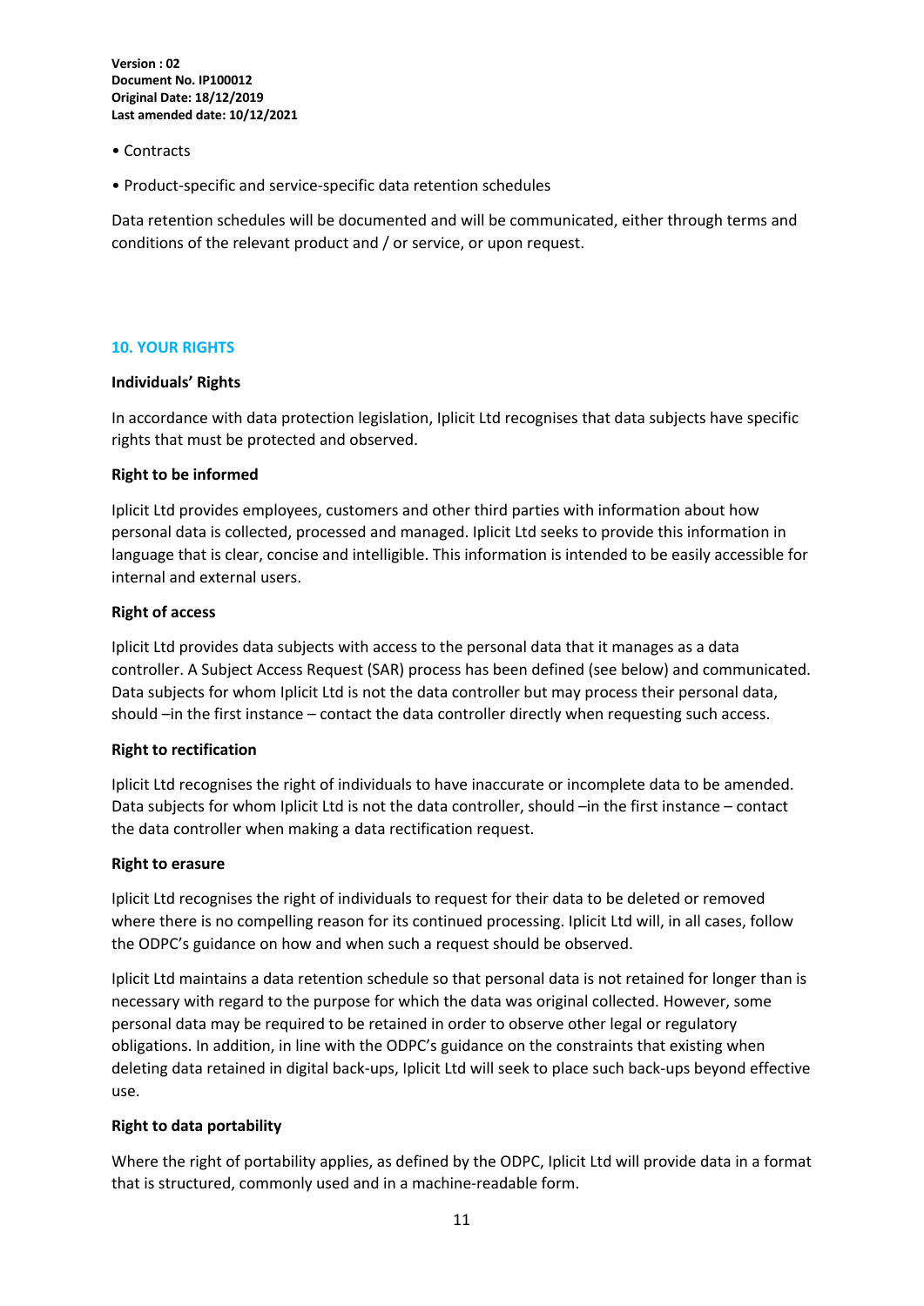• Contracts

• Product-specific and service-specific data retention schedules

Data retention schedules will be documented and will be communicated, either through terms and conditions of the relevant product and / or service, or upon request.

## 10. YOUR RIGHTS

**Individuals' Rights**

In accordance with data protection legislation, Iplicit Ltd recognises that data subjects have specific rights that must be protected and observed.

**Right to be informed**

Iplicit Ltd provides employees, customers and other third parties with information about how personal data is collected, processed and managed. Iplicit Ltd seeks to provide this information in language that is clear, concise and intelligible. This information is intended to be easily accessible for internal and external users.

**Right of access**

Iplicit Ltd provides data subjects with access to the personal data that it manages as a data controller. A Subject Access Request (SAR) process has been defined (see below) and communicated. Data subjects for whom Iplicit Ltd is not the data controller but may process their personal data, should –in the first instance – contact the data controller directly when requesting such access.

**Right to rectification**

Iplicit Ltd recognises the right of individuals to have inaccurate or incomplete data to be amended. Data subjects for whom Iplicit Ltd is not the data controller, should –in the first instance – contact the data controller when making a data rectification request.

**Right to erasure**

Iplicit Ltd recognises the right of individuals to request for their data to be deleted or removed where there is no compelling reason for its continued processing. Iplicit Ltd will, in all cases, follow the ODPC's guidance on how and when such a request should be observed.

Iplicit Ltd maintains a data retention schedule so that personal data is not retained for longer than is necessary with regard to the purpose for which the data was original collected. However, some personal data may be required to be retained in order to observe other legal or regulatory obligations. In addition, in line with the ODPC's guidance on the constraints that existing when deleting data retained in digital back-ups, Iplicit Ltd will seek to place such back-ups beyond effective use.

**Right to data portability**

Where the right of portability applies, as defined by the ODPC, Iplicit Ltd will provide data in a format that is structured, commonly used and in a machine-readable form.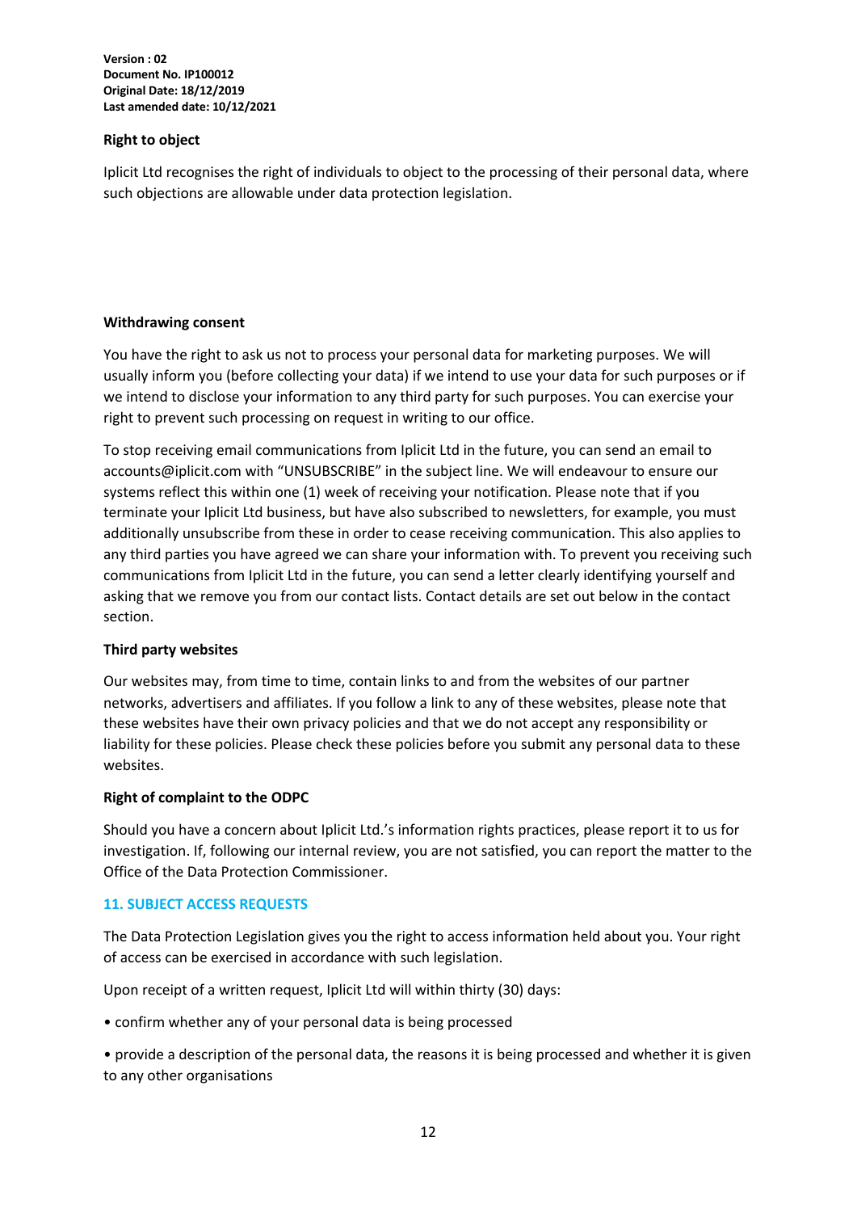**Right to object**

Iplicit Ltd recognises the right of individuals to object to the processing of their personal data, where such objections are allowable under data protection legislation.

**Withdrawing consent**

You have the right to ask us not to process your personal data for marketing purposes. We will usually inform you (before collecting your data) if we intend to use your data for such purposes or if we intend to disclose your information to any third party for such purposes. You can exercise your right to prevent such processing on request in writing to our office.

To stop receiving email communications from Iplicit Ltd in the future, you can send an email to accounts@iplicit.com with "UNSUBSCRIBE" in the subject line. We will endeavour to ensure our systems reflect this within one (1) week of receiving your notification. Please note that if you terminate your Iplicit Ltd business, but have also subscribed to newsletters, for example, you must additionally unsubscribe from these in order to cease receiving communication. This also applies to any third parties you have agreed we can share your information with. To prevent you receiving such communications from Iplicit Ltd in the future, you can send a letter clearly identifying yourself and asking that we remove you from our contact lists. Contact details are set out below in the contact section.

**Third party websites**

Our websites may, from time to time, contain links to and from the websites of our partner networks, advertisers and affiliates. If you follow a link to any of these websites, please note that these websites have their own privacy policies and that we do not accept any responsibility or liability for these policies. Please check these policies before you submit any personal data to these websites.

**Right of complaint to the ODPC**

Should you have a concern about Iplicit Ltd.'s information rights practices, please report it to us for investigation. If, following our internal review, you are not satisfied, you can report the matter to the Office of the Data Protection Commissioner.

## 11. SUBJECT ACCESS REQUESTS

The Data Protection Legislation gives you the right to access information held about you. Your right of access can be exercised in accordance with such legislation.

Upon receipt of a written request, Iplicit Ltd will within thirty (30) days:

- confirm whether any of your personal data is being processed
- provide a description of the personal data, the reasons it is being processed and whether it is given to any other organisations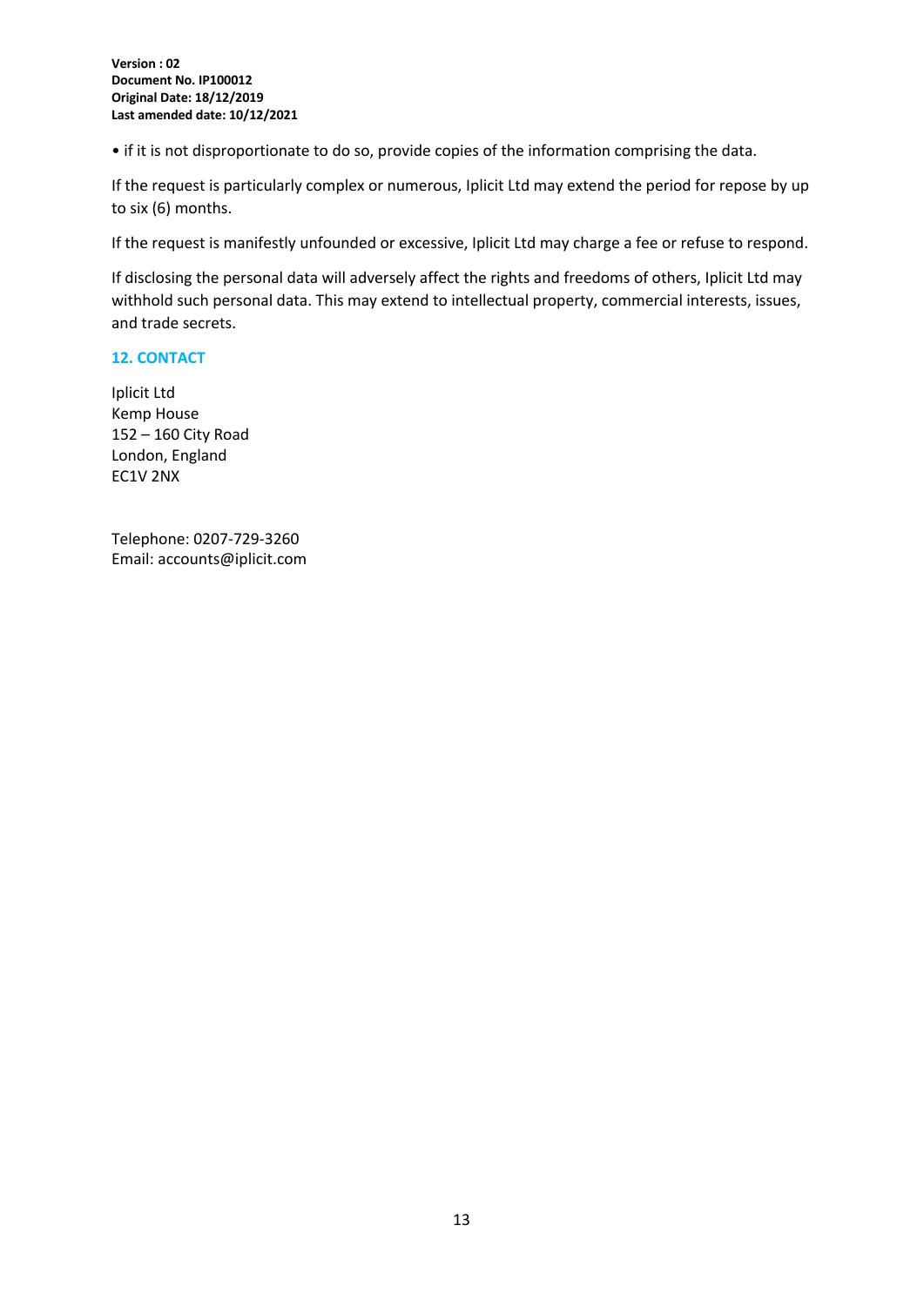• if it is not disproportionate to do so, provide copies of the information comprising the data.

If the request is particularly complex or numerous, Iplicit Ltd may extend the period for repose by up to six (6) months.

If the request is manifestly unfounded or excessive, Iplicit Ltd may charge a fee or refuse to respond.

If disclosing the personal data will adversely affect the rights and freedoms of others, Iplicit Ltd may withhold such personal data. This may extend to intellectual property, commercial interests, issues, and trade secrets.

## 12. CONTACT

Iplicit Ltd
Kemp House
152 – 160 City Road
London, England
EC1V 2NX

Telephone: 0207-729-3260
Email: accounts@iplicit.com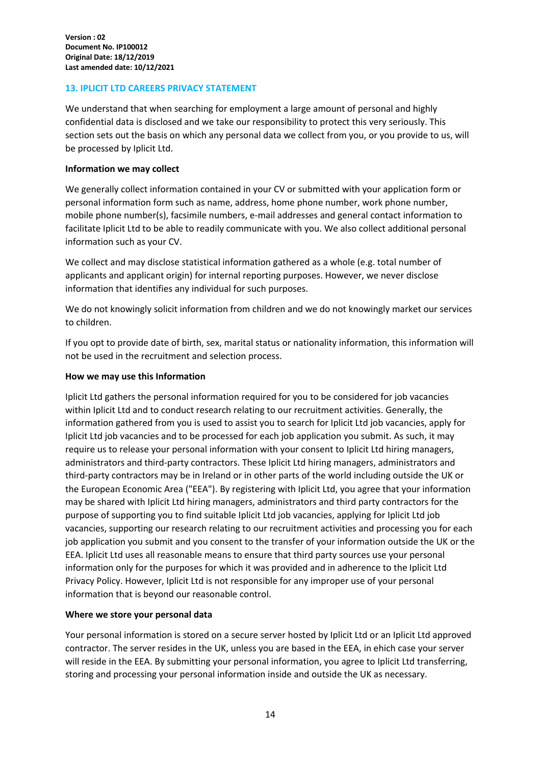**Version : 02**
**Document No. IP100012**
**Original Date: 18/12/2019**
**Last amended date: 10/12/2021**

## 13. IPLICIT LTD CAREERS PRIVACY STATEMENT

We understand that when searching for employment a large amount of personal and highly confidential data is disclosed and we take our responsibility to protect this very seriously. This section sets out the basis on which any personal data we collect from you, or you provide to us, will be processed by Iplicit Ltd.

### Information we may collect

We generally collect information contained in your CV or submitted with your application form or personal information form such as name, address, home phone number, work phone number, mobile phone number(s), facsimile numbers, e-mail addresses and general contact information to facilitate Iplicit Ltd to be able to readily communicate with you. We also collect additional personal information such as your CV.

We collect and may disclose statistical information gathered as a whole (e.g. total number of applicants and applicant origin) for internal reporting purposes. However, we never disclose information that identifies any individual for such purposes.

We do not knowingly solicit information from children and we do not knowingly market our services to children.

If you opt to provide date of birth, sex, marital status or nationality information, this information will not be used in the recruitment and selection process.

### How we may use this Information

Iplicit Ltd gathers the personal information required for you to be considered for job vacancies within Iplicit Ltd and to conduct research relating to our recruitment activities. Generally, the information gathered from you is used to assist you to search for Iplicit Ltd job vacancies, apply for Iplicit Ltd job vacancies and to be processed for each job application you submit. As such, it may require us to release your personal information with your consent to Iplicit Ltd hiring managers, administrators and third-party contractors. These Iplicit Ltd hiring managers, administrators and third-party contractors may be in Ireland or in other parts of the world including outside the UK or the European Economic Area ("EEA"). By registering with Iplicit Ltd, you agree that your information may be shared with Iplicit Ltd hiring managers, administrators and third party contractors for the purpose of supporting you to find suitable Iplicit Ltd job vacancies, applying for Iplicit Ltd job vacancies, supporting our research relating to our recruitment activities and processing you for each job application you submit and you consent to the transfer of your information outside the UK or the EEA. Iplicit Ltd uses all reasonable means to ensure that third party sources use your personal information only for the purposes for which it was provided and in adherence to the Iplicit Ltd Privacy Policy. However, Iplicit Ltd is not responsible for any improper use of your personal information that is beyond our reasonable control.

### Where we store your personal data

Your personal information is stored on a secure server hosted by Iplicit Ltd or an Iplicit Ltd approved contractor. The server resides in the UK, unless you are based in the EEA, in ehich case your server will reside in the EEA. By submitting your personal information, you agree to Iplicit Ltd transferring, storing and processing your personal information inside and outside the UK as necessary.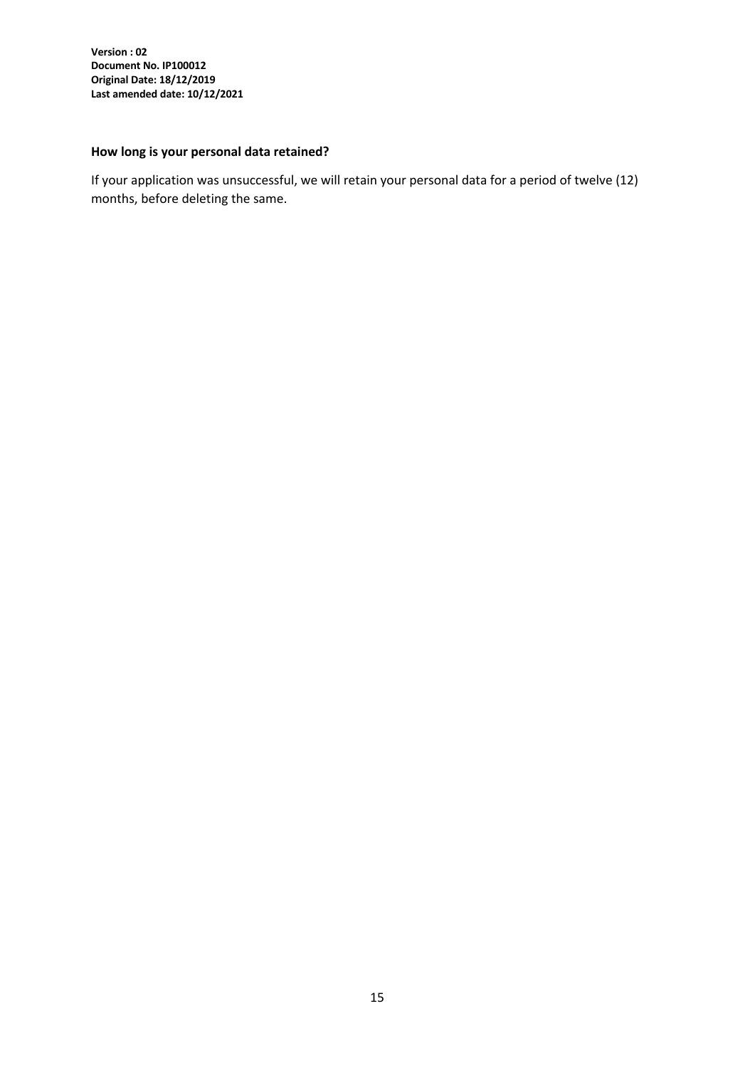**How long is your personal data retained?**

If your application was unsuccessful, we will retain your personal data for a period of twelve (12) months, before deleting the same.